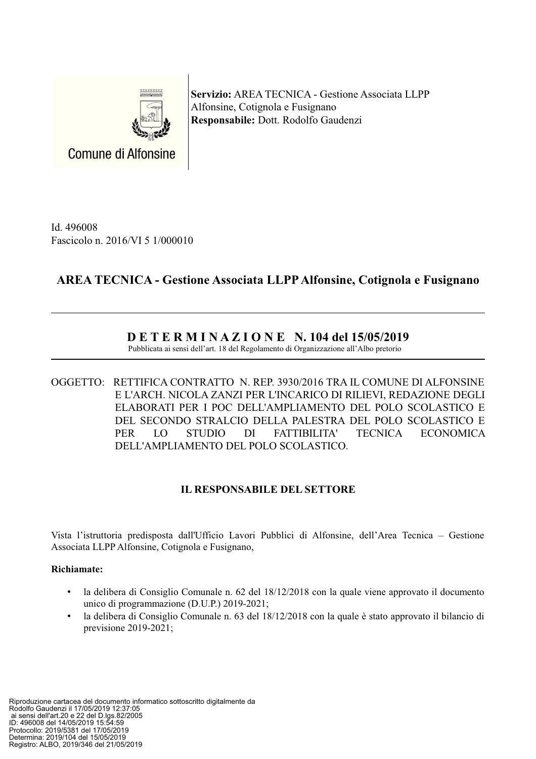Comune di Alfonsine

**Servizio:** AREA TECNICA - Gestione Associata LLPP Alfonsine, Cotignola e Fusignano
**Responsabile:** Dott. Rodolfo Gaudenzi

Id. 496008
Fascicolo n. 2016/VI 5 1/000010

## AREA TECNICA - Gestione Associata LLPP Alfonsine, Cotignola e Fusignano

---

## D E T E R M I N A Z I O N E N. 104 del 15/05/2019

Pubblicata ai sensi dell'art. 18 del Regolamento di Organizzazione all'Albo pretorio

---

OGGETTO: RETTIFICA CONTRATTO N. REP. 3930/2016 TRA IL COMUNE DI ALFONSINE E L'ARCH. NICOLA ZANZI PER L'INCARICO DI RILIEVI, REDAZIONE DEGLI ELABORATI PER I POC DELL'AMPLIAMENTO DEL POLO SCOLASTICO E DEL SECONDO STRALCIO DELLA PALESTRA DEL POLO SCOLASTICO E PER LO STUDIO DI FATTIBILITA' TECNICA ECONOMICA DELL'AMPLIAMENTO DEL POLO SCOLASTICO.

### IL RESPONSABILE DEL SETTORE

Vista l'istruttoria predisposta dall'Ufficio Lavori Pubblici di Alfonsine, dell'Area Tecnica – Gestione Associata LLPP Alfonsine, Cotignola e Fusignano,

**Richiamate:**

- la delibera di Consiglio Comunale n. 62 del 18/12/2018 con la quale viene approvato il documento unico di programmazione (D.U.P.) 2019-2021;
- la delibera di Consiglio Comunale n. 63 del 18/12/2018 con la quale è stato approvato il bilancio di previsione 2019-2021;

Riproduzione cartacea del documento informatico sottoscritto digitalmente da Rodolfo Gaudenzi il 17/05/2019 12:37:05 ai sensi dell'art.20 e 22 del D.lgs.82/2005
ID: 496008 del 14/05/2019 15:54:59
Protocollo: 2019/5381 del 17/05/2019
Determina: 2019/104 del 15/05/2019
Registro: ALBO, 2019/346 del 21/05/2019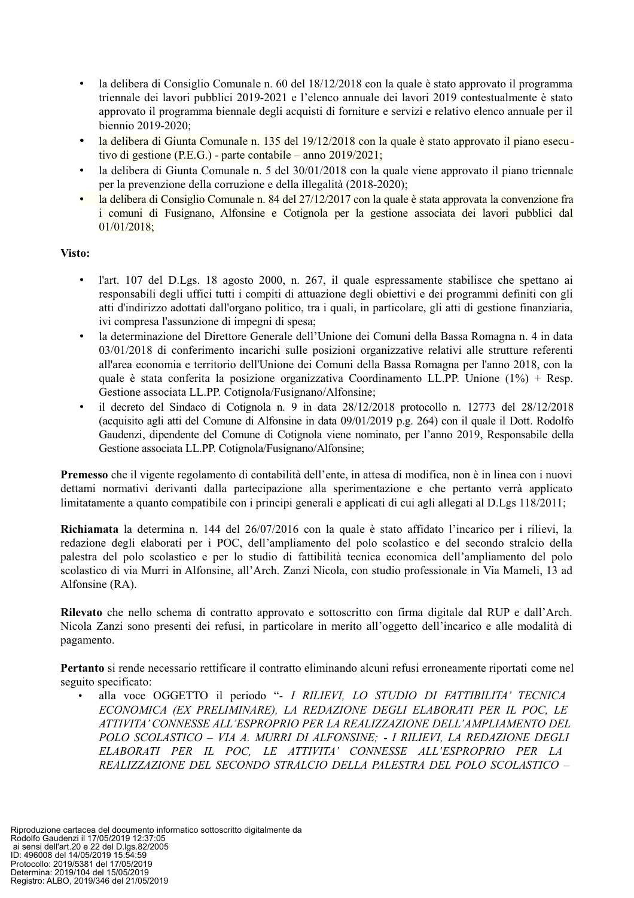- la delibera di Consiglio Comunale n. 60 del 18/12/2018 con la quale è stato approvato il programma triennale dei lavori pubblici 2019-2021 e l'elenco annuale dei lavori 2019 contestualmente è stato approvato il programma biennale degli acquisti di forniture e servizi e relativo elenco annuale per il biennio 2019-2020;
- la delibera di Giunta Comunale n. 135 del 19/12/2018 con la quale è stato approvato il piano esecutivo di gestione (P.E.G.) - parte contabile – anno 2019/2021;
- la delibera di Giunta Comunale n. 5 del 30/01/2018 con la quale viene approvato il piano triennale per la prevenzione della corruzione e della illegalità (2018-2020);
- la delibera di Consiglio Comunale n. 84 del 27/12/2017 con la quale è stata approvata la convenzione fra i comuni di Fusignano, Alfonsine e Cotignola per la gestione associata dei lavori pubblici dal 01/01/2018;

**Visto:**

- l'art. 107 del D.Lgs. 18 agosto 2000, n. 267, il quale espressamente stabilisce che spettano ai responsabili degli uffici tutti i compiti di attuazione degli obiettivi e dei programmi definiti con gli atti d'indirizzo adottati dall'organo politico, tra i quali, in particolare, gli atti di gestione finanziaria, ivi compresa l'assunzione di impegni di spesa;
- la determinazione del Direttore Generale dell'Unione dei Comuni della Bassa Romagna n. 4 in data 03/01/2018 di conferimento incarichi sulle posizioni organizzative relativi alle strutture referenti all'area economia e territorio dell'Unione dei Comuni della Bassa Romagna per l'anno 2018, con la quale è stata conferita la posizione organizzativa Coordinamento LL.PP. Unione (1%) + Resp. Gestione associata LL.PP. Cotignola/Fusignano/Alfonsine;
- il decreto del Sindaco di Cotignola n. 9 in data 28/12/2018 protocollo n. 12773 del 28/12/2018 (acquisito agli atti del Comune di Alfonsine in data 09/01/2019 p.g. 264) con il quale il Dott. Rodolfo Gaudenzi, dipendente del Comune di Cotignola viene nominato, per l'anno 2019, Responsabile della Gestione associata LL.PP. Cotignola/Fusignano/Alfonsine;

**Premesso** che il vigente regolamento di contabilità dell'ente, in attesa di modifica, non è in linea con i nuovi dettami normativi derivanti dalla partecipazione alla sperimentazione e che pertanto verrà applicato limitatamente a quanto compatibile con i principi generali e applicati di cui agli allegati al D.Lgs 118/2011;

**Richiamata** la determina n. 144 del 26/07/2016 con la quale è stato affidato l'incarico per i rilievi, la redazione degli elaborati per i POC, dell'ampliamento del polo scolastico e del secondo stralcio della palestra del polo scolastico e per lo studio di fattibilità tecnica economica dell'ampliamento del polo scolastico di via Murri in Alfonsine, all'Arch. Zanzi Nicola, con studio professionale in Via Mameli, 13 ad Alfonsine (RA).

**Rilevato** che nello schema di contratto approvato e sottoscritto con firma digitale dal RUP e dall'Arch. Nicola Zanzi sono presenti dei refusi, in particolare in merito all'oggetto dell'incarico e alle modalità di pagamento.

**Pertanto** si rende necessario rettificare il contratto eliminando alcuni refusi erroneamente riportati come nel seguito specificato:

- alla voce OGGETTO il periodo "- *I RILIEVI, LO STUDIO DI FATTIBILITA' TECNICA ECONOMICA (EX PRELIMINARE), LA REDAZIONE DEGLI ELABORATI PER IL POC, LE ATTIVITA' CONNESSE ALL'ESPROPRIO PER LA REALIZZAZIONE DELL'AMPLIAMENTO DEL POLO SCOLASTICO – VIA A. MURRI DI ALFONSINE; - I RILIEVI, LA REDAZIONE DEGLI ELABORATI PER IL POC, LE ATTIVITA' CONNESSE ALL'ESPROPRIO PER LA REALIZZAZIONE DEL SECONDO STRALCIO DELLA PALESTRA DEL POLO SCOLASTICO –*

Riproduzione cartacea del documento informatico sottoscritto digitalmente da Rodolfo Gaudenzi il 17/05/2019 12:37:05 ai sensi dell'art.20 e 22 del D.lgs.82/2005
ID: 496008 del 14/05/2019 15:54:59
Protocollo: 2019/5381 del 17/05/2019
Determina: 2019/104 del 15/05/2019
Registro: ALBO, 2019/346 del 21/05/2019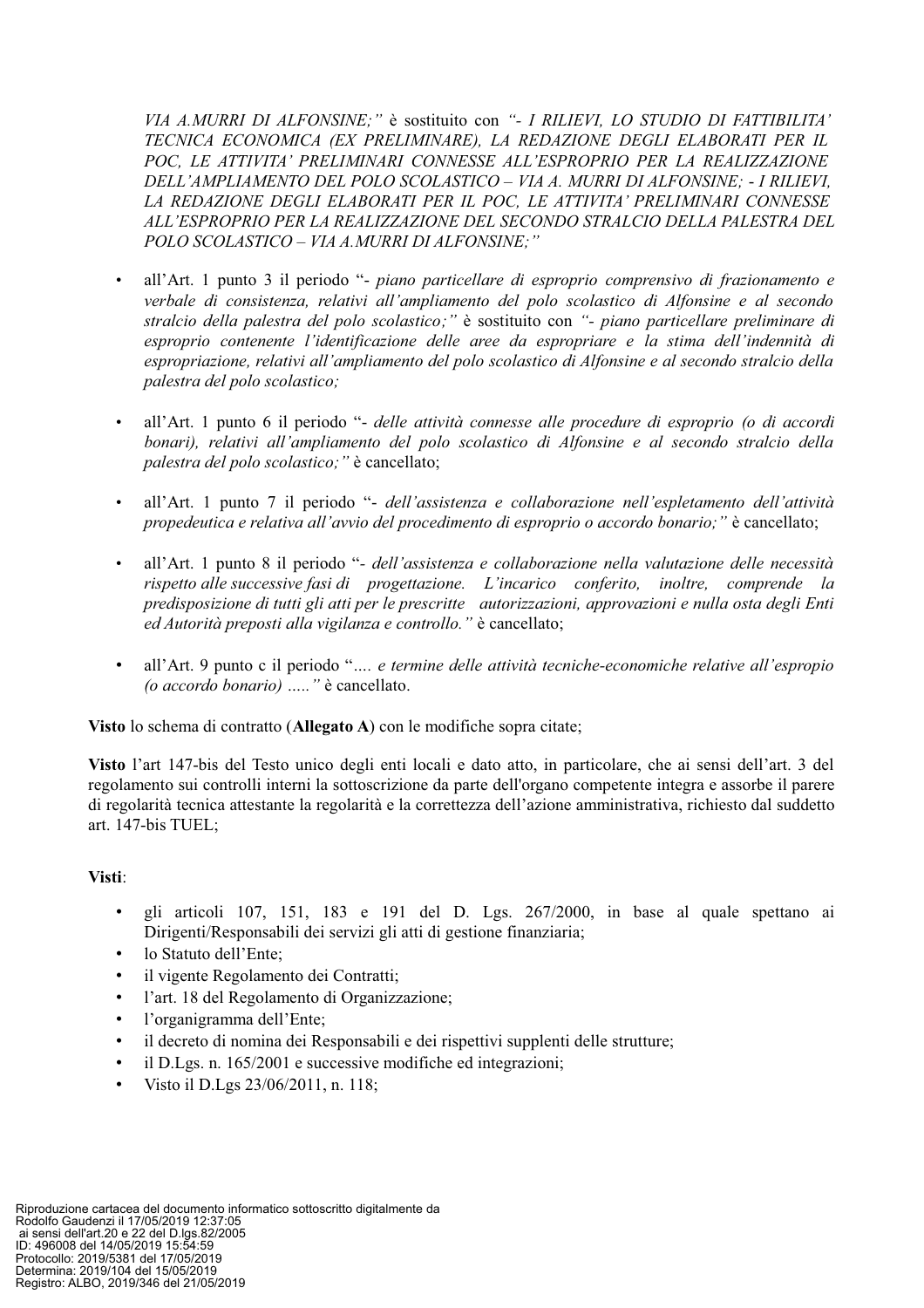*VIA A.MURRI DI ALFONSINE;"* è sostituito con *"- I RILIEVI, LO STUDIO DI FATTIBILITA' TECNICA ECONOMICA (EX PRELIMINARE), LA REDAZIONE DEGLI ELABORATI PER IL POC, LE ATTIVITA' PRELIMINARI CONNESSE ALL'ESPROPRIO PER LA REALIZZAZIONE DELL'AMPLIAMENTO DEL POLO SCOLASTICO – VIA A. MURRI DI ALFONSINE; - I RILIEVI, LA REDAZIONE DEGLI ELABORATI PER IL POC, LE ATTIVITA' PRELIMINARI CONNESSE ALL'ESPROPRIO PER LA REALIZZAZIONE DEL SECONDO STRALCIO DELLA PALESTRA DEL POLO SCOLASTICO – VIA A.MURRI DI ALFONSINE;"*

- all'Art. 1 punto 3 il periodo "- *piano particellare di esproprio comprensivo di frazionamento e verbale di consistenza, relativi all'ampliamento del polo scolastico di Alfonsine e al secondo stralcio della palestra del polo scolastico;"* è sostituito con *"- piano particellare preliminare di esproprio contenente l'identificazione delle aree da espropriare e la stima dell'indennità di espropriazione, relativi all'ampliamento del polo scolastico di Alfonsine e al secondo stralcio della palestra del polo scolastico;*

- all'Art. 1 punto 6 il periodo "- *delle attività connesse alle procedure di esproprio (o di accordi bonari), relativi all'ampliamento del polo scolastico di Alfonsine e al secondo stralcio della palestra del polo scolastico;"* è cancellato;

- all'Art. 1 punto 7 il periodo "- *dell'assistenza e collaborazione nell'espletamento dell'attività propedeutica e relativa all'avvio del procedimento di esproprio o accordo bonario;"* è cancellato;

- all'Art. 1 punto 8 il periodo "- *dell'assistenza e collaborazione nella valutazione delle necessità rispetto alle successive fasi di progettazione. L'incarico conferito, inoltre, comprende la predisposizione di tutti gli atti per le prescritte autorizzazioni, approvazioni e nulla osta degli Enti ed Autorità preposti alla vigilanza e controllo."* è cancellato;

- all'Art. 9 punto c il periodo "*.... e termine delle attività tecniche-economiche relative all'espropio (o accordo bonario) ....."* è cancellato.

**Visto** lo schema di contratto (**Allegato A**) con le modifiche sopra citate;

**Visto** l'art 147-bis del Testo unico degli enti locali e dato atto, in particolare, che ai sensi dell'art. 3 del regolamento sui controlli interni la sottoscrizione da parte dell'organo competente integra e assorbe il parere di regolarità tecnica attestante la regolarità e la correttezza dell'azione amministrativa, richiesto dal suddetto art. 147-bis TUEL;

**Visti**:

- gli articoli 107, 151, 183 e 191 del D. Lgs. 267/2000, in base al quale spettano ai Dirigenti/Responsabili dei servizi gli atti di gestione finanziaria;
- lo Statuto dell'Ente;
- il vigente Regolamento dei Contratti;
- l'art. 18 del Regolamento di Organizzazione;
- l'organigramma dell'Ente;
- il decreto di nomina dei Responsabili e dei rispettivi supplenti delle strutture;
- il D.Lgs. n. 165/2001 e successive modifiche ed integrazioni;
- Visto il D.Lgs 23/06/2011, n. 118;

Riproduzione cartacea del documento informatico sottoscritto digitalmente da
Rodolfo Gaudenzi il 17/05/2019 12:37:05
ai sensi dell'art.20 e 22 del D.lgs.82/2005
ID: 496008 del 14/05/2019 15:54:59
Protocollo: 2019/5381 del 17/05/2019
Determina: 2019/104 del 15/05/2019
Registro: ALBO, 2019/346 del 21/05/2019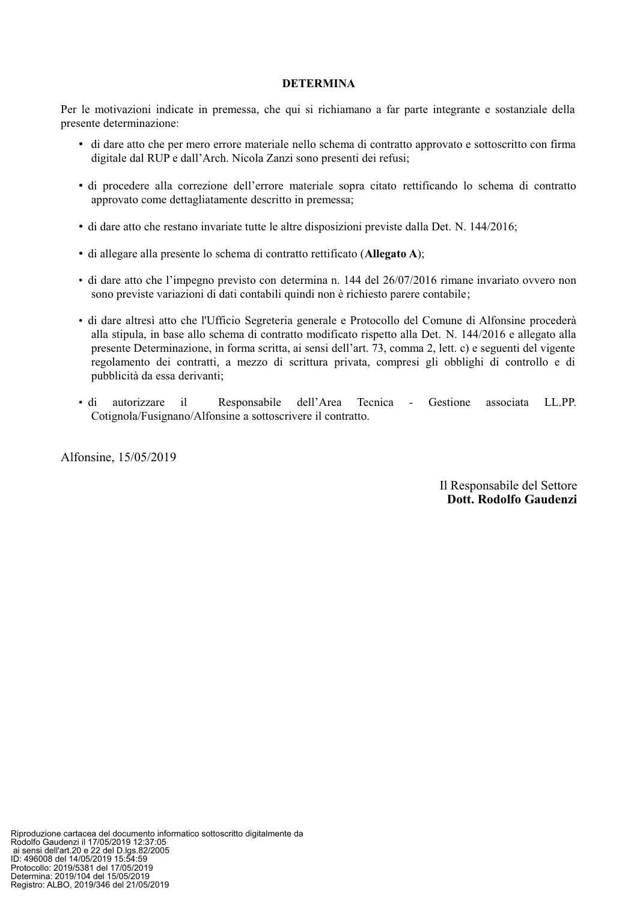**DETERMINA**

Per le motivazioni indicate in premessa, che qui si richiamano a far parte integrante e sostanziale della presente determinazione:

- di dare atto che per mero errore materiale nello schema di contratto approvato e sottoscritto con firma digitale dal RUP e dall'Arch. Nicola Zanzi sono presenti dei refusi;
- di procedere alla correzione dell'errore materiale sopra citato rettificando lo schema di contratto approvato come dettagliatamente descritto in premessa;
- di dare atto che restano invariate tutte le altre disposizioni previste dalla Det. N. 144/2016;
- di allegare alla presente lo schema di contratto rettificato (**Allegato A**);
- di dare atto che l'impegno previsto con determina n. 144 del 26/07/2016 rimane invariato ovvero non sono previste variazioni di dati contabili quindi non è richiesto parere contabile;
- di dare altresì atto che l'Ufficio Segreteria generale e Protocollo del Comune di Alfonsine procederà alla stipula, in base allo schema di contratto modificato rispetto alla Det. N. 144/2016 e allegato alla presente Determinazione, in forma scritta, ai sensi dell'art. 73, comma 2, lett. c) e seguenti del vigente regolamento dei contratti, a mezzo di scrittura privata, compresi gli obblighi di controllo e di pubblicità da essa derivanti;
- di autorizzare il Responsabile dell'Area Tecnica - Gestione associata LL.PP. Cotignola/Fusignano/Alfonsine a sottoscrivere il contratto.

Alfonsine, 15/05/2019

Il Responsabile del Settore
**Dott. Rodolfo Gaudenzi**

Riproduzione cartacea del documento informatico sottoscritto digitalmente da
Rodolfo Gaudenzi il 17/05/2019 12:37:05
ai sensi dell'art.20 e 22 del D.lgs.82/2005
ID: 496008 del 14/05/2019 15:54:59
Protocollo: 2019/5381 del 17/05/2019
Determina: 2019/104 del 15/05/2019
Registro: ALBO, 2019/346 del 21/05/2019